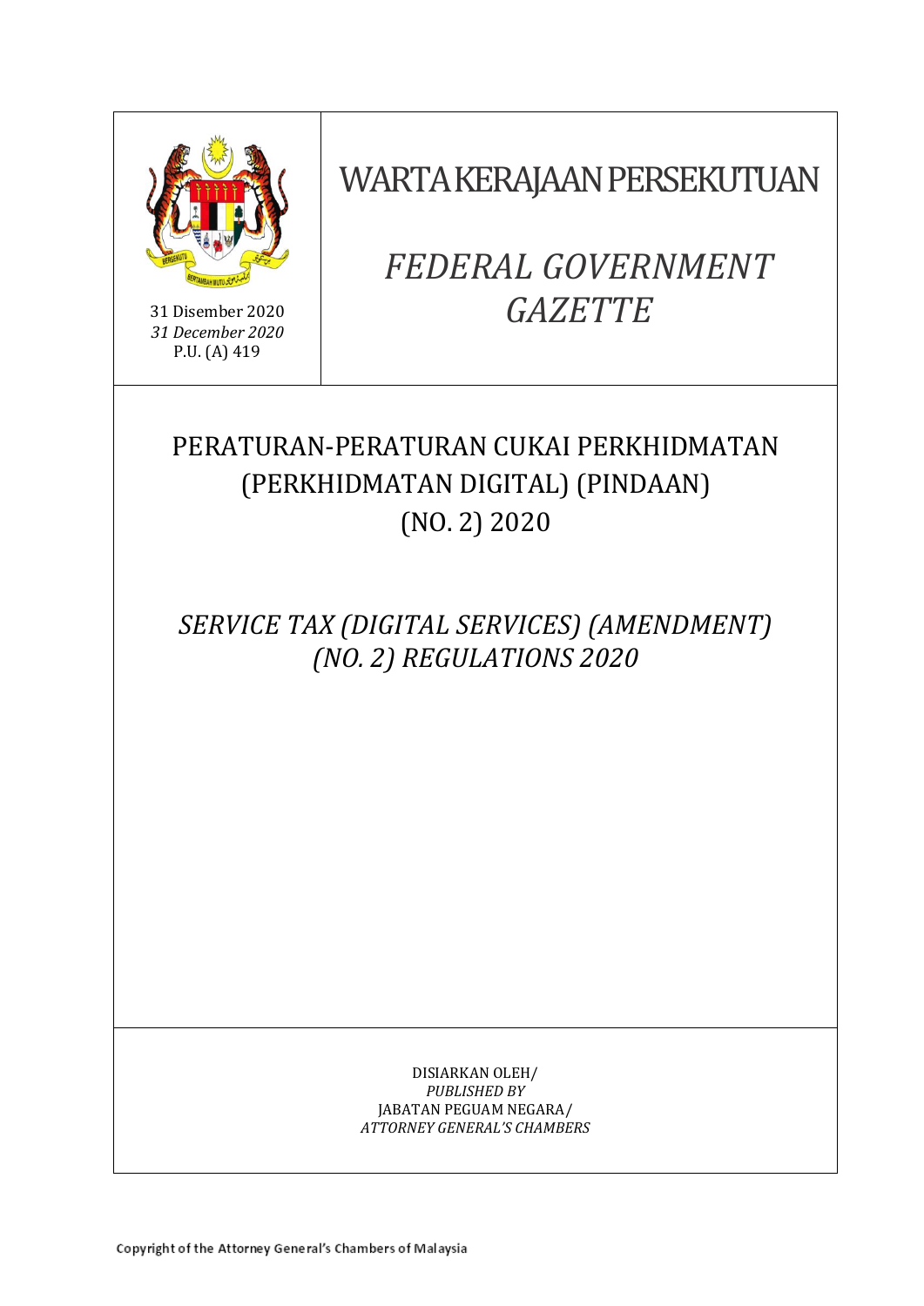31 Disember 2020
*31 December 2020*
P.U. (A) 419

# WARTA KERAJAAN PERSEKUTUAN

# *FEDERAL GOVERNMENT GAZETTE*

## PERATURAN-PERATURAN CUKAI PERKHIDMATAN (PERKHIDMATAN DIGITAL) (PINDAAN) (NO. 2) 2020

## *SERVICE TAX (DIGITAL SERVICES) (AMENDMENT) (NO. 2) REGULATIONS 2020*

DISIARKAN OLEH/
*PUBLISHED BY*
JABATAN PEGUAM NEGARA/
*ATTORNEY GENERAL'S CHAMBERS*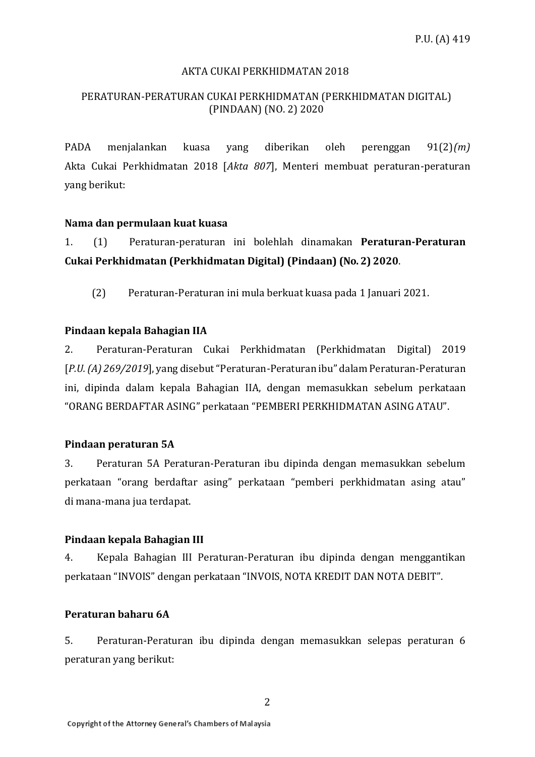P.U. (A) 419

AKTA CUKAI PERKHIDMATAN 2018

PERATURAN-PERATURAN CUKAI PERKHIDMATAN (PERKHIDMATAN DIGITAL) (PINDAAN) (NO. 2) 2020

PADA menjalankan kuasa yang diberikan oleh perenggan 91(2)*(m)* Akta Cukai Perkhidmatan 2018 [*Akta 807*], Menteri membuat peraturan-peraturan yang berikut:

**Nama dan permulaan kuat kuasa**

1. (1) Peraturan-peraturan ini bolehlah dinamakan **Peraturan-Peraturan Cukai Perkhidmatan (Perkhidmatan Digital) (Pindaan) (No. 2) 2020**.

(2) Peraturan-Peraturan ini mula berkuat kuasa pada 1 Januari 2021.

**Pindaan kepala Bahagian IIA**

2. Peraturan-Peraturan Cukai Perkhidmatan (Perkhidmatan Digital) 2019 [*P.U. (A) 269/2019*], yang disebut "Peraturan-Peraturan ibu" dalam Peraturan-Peraturan ini, dipinda dalam kepala Bahagian IIA, dengan memasukkan sebelum perkataan "ORANG BERDAFTAR ASING" perkataan "PEMBERI PERKHIDMATAN ASING ATAU".

**Pindaan peraturan 5A**

3. Peraturan 5A Peraturan-Peraturan ibu dipinda dengan memasukkan sebelum perkataan "orang berdaftar asing" perkataan "pemberi perkhidmatan asing atau" di mana-mana jua terdapat.

**Pindaan kepala Bahagian III**

4. Kepala Bahagian III Peraturan-Peraturan ibu dipinda dengan menggantikan perkataan "INVOIS" dengan perkataan "INVOIS, NOTA KREDIT DAN NOTA DEBIT".

**Peraturan baharu 6A**

5. Peraturan-Peraturan ibu dipinda dengan memasukkan selepas peraturan 6 peraturan yang berikut: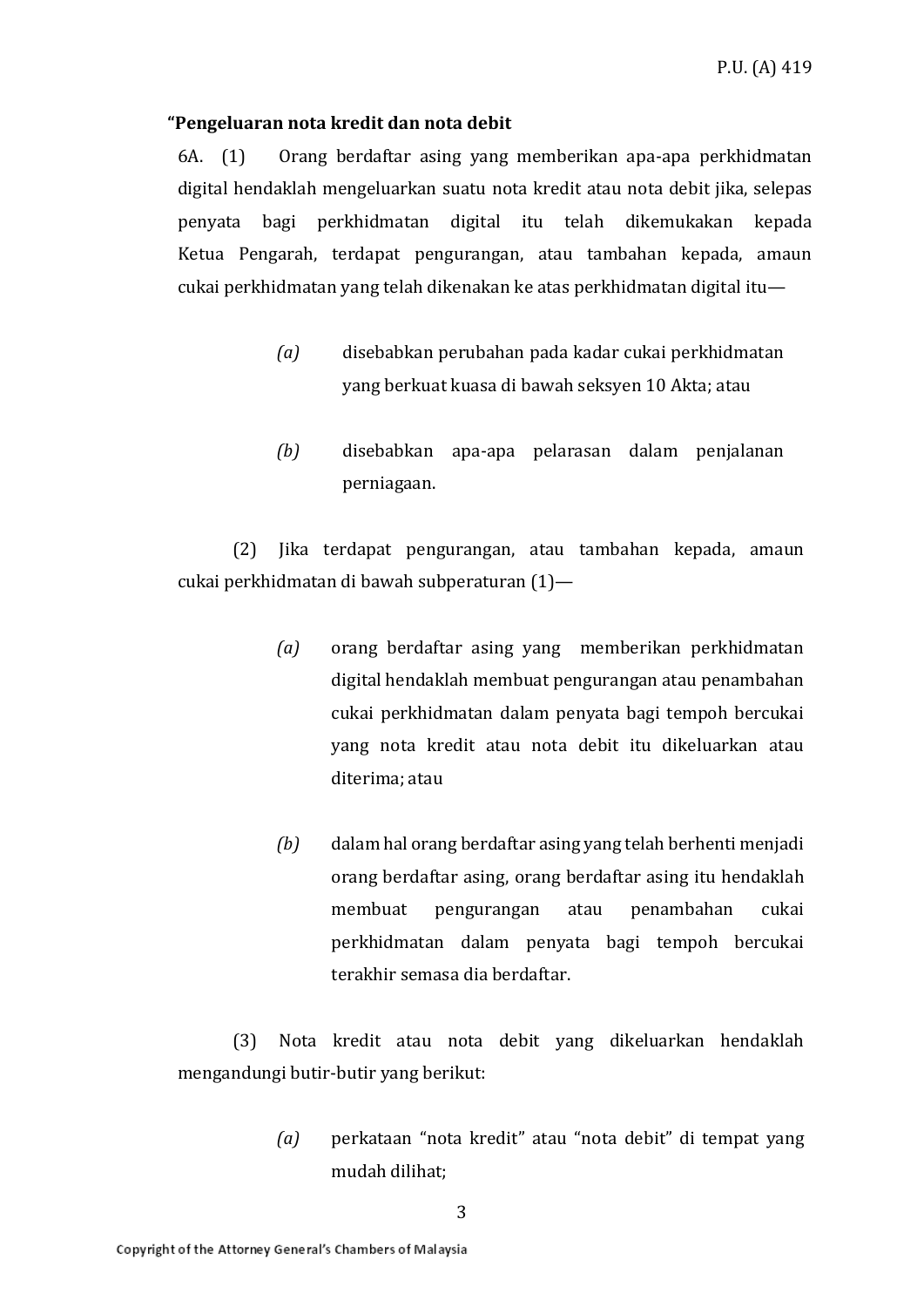**"Pengeluaran nota kredit dan nota debit**

6A. (1) Orang berdaftar asing yang memberikan apa-apa perkhidmatan digital hendaklah mengeluarkan suatu nota kredit atau nota debit jika, selepas penyata bagi perkhidmatan digital itu telah dikemukakan kepada Ketua Pengarah, terdapat pengurangan, atau tambahan kepada, amaun cukai perkhidmatan yang telah dikenakan ke atas perkhidmatan digital itu—

*(a)* disebabkan perubahan pada kadar cukai perkhidmatan yang berkuat kuasa di bawah seksyen 10 Akta; atau

*(b)* disebabkan apa-apa pelarasan dalam penjalanan perniagaan.

(2) Jika terdapat pengurangan, atau tambahan kepada, amaun cukai perkhidmatan di bawah subperaturan (1)—

*(a)* orang berdaftar asing yang memberikan perkhidmatan digital hendaklah membuat pengurangan atau penambahan cukai perkhidmatan dalam penyata bagi tempoh bercukai yang nota kredit atau nota debit itu dikeluarkan atau diterima; atau

*(b)* dalam hal orang berdaftar asing yang telah berhenti menjadi orang berdaftar asing, orang berdaftar asing itu hendaklah membuat pengurangan atau penambahan cukai perkhidmatan dalam penyata bagi tempoh bercukai terakhir semasa dia berdaftar.

(3) Nota kredit atau nota debit yang dikeluarkan hendaklah mengandungi butir-butir yang berikut:

*(a)* perkataan "nota kredit" atau "nota debit" di tempat yang mudah dilihat;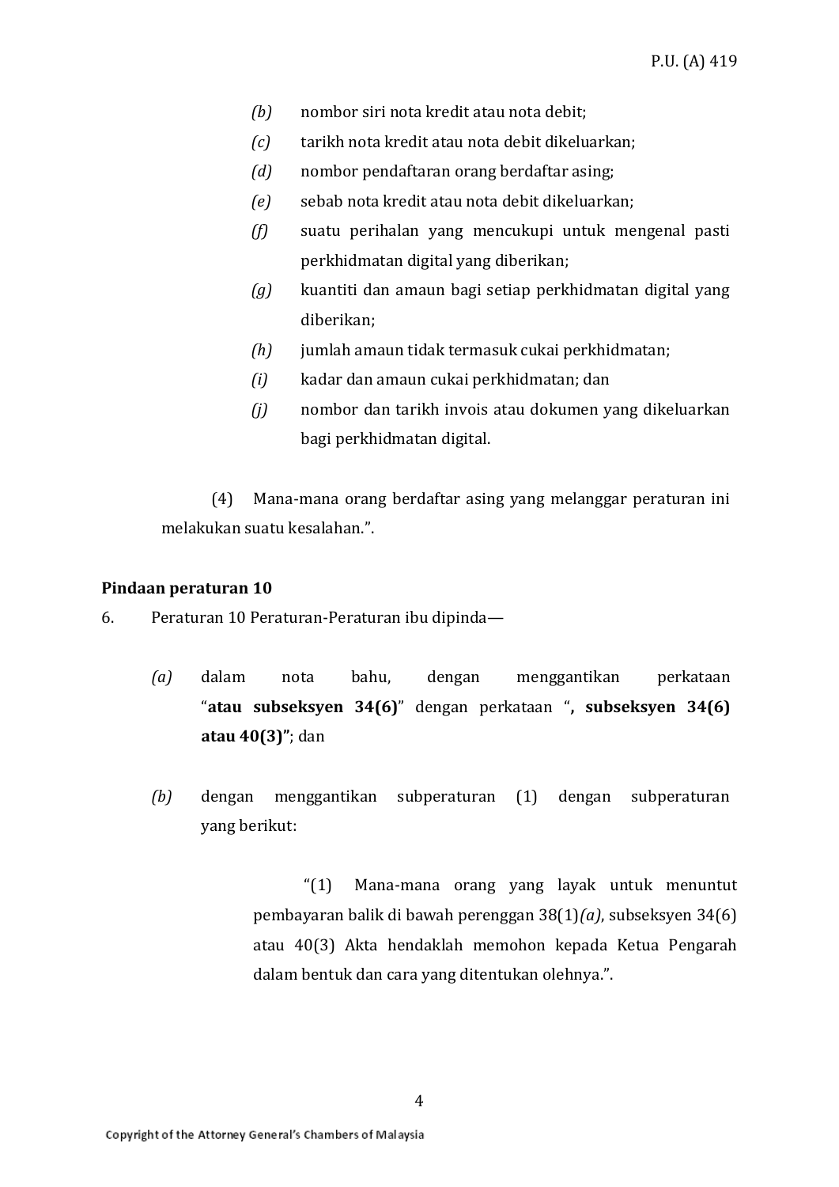*(b)* nombor siri nota kredit atau nota debit;

*(c)* tarikh nota kredit atau nota debit dikeluarkan;

*(d)* nombor pendaftaran orang berdaftar asing;

*(e)* sebab nota kredit atau nota debit dikeluarkan;

*(f)* suatu perihalan yang mencukupi untuk mengenal pasti perkhidmatan digital yang diberikan;

*(g)* kuantiti dan amaun bagi setiap perkhidmatan digital yang diberikan;

*(h)* jumlah amaun tidak termasuk cukai perkhidmatan;

*(i)* kadar dan amaun cukai perkhidmatan; dan

*(j)* nombor dan tarikh invois atau dokumen yang dikeluarkan bagi perkhidmatan digital.

(4) Mana-mana orang berdaftar asing yang melanggar peraturan ini melakukan suatu kesalahan.".

**Pindaan peraturan 10**

6. Peraturan 10 Peraturan-Peraturan ibu dipinda—

*(a)* dalam nota bahu, dengan menggantikan perkataan "**atau subseksyen 34(6)**" dengan perkataan "**, subseksyen 34(6) atau 40(3)**"; dan

*(b)* dengan menggantikan subperaturan (1) dengan subperaturan yang berikut:

"(1) Mana-mana orang yang layak untuk menuntut pembayaran balik di bawah perenggan 38(1)*(a)*, subseksyen 34(6) atau 40(3) Akta hendaklah memohon kepada Ketua Pengarah dalam bentuk dan cara yang ditentukan olehnya.".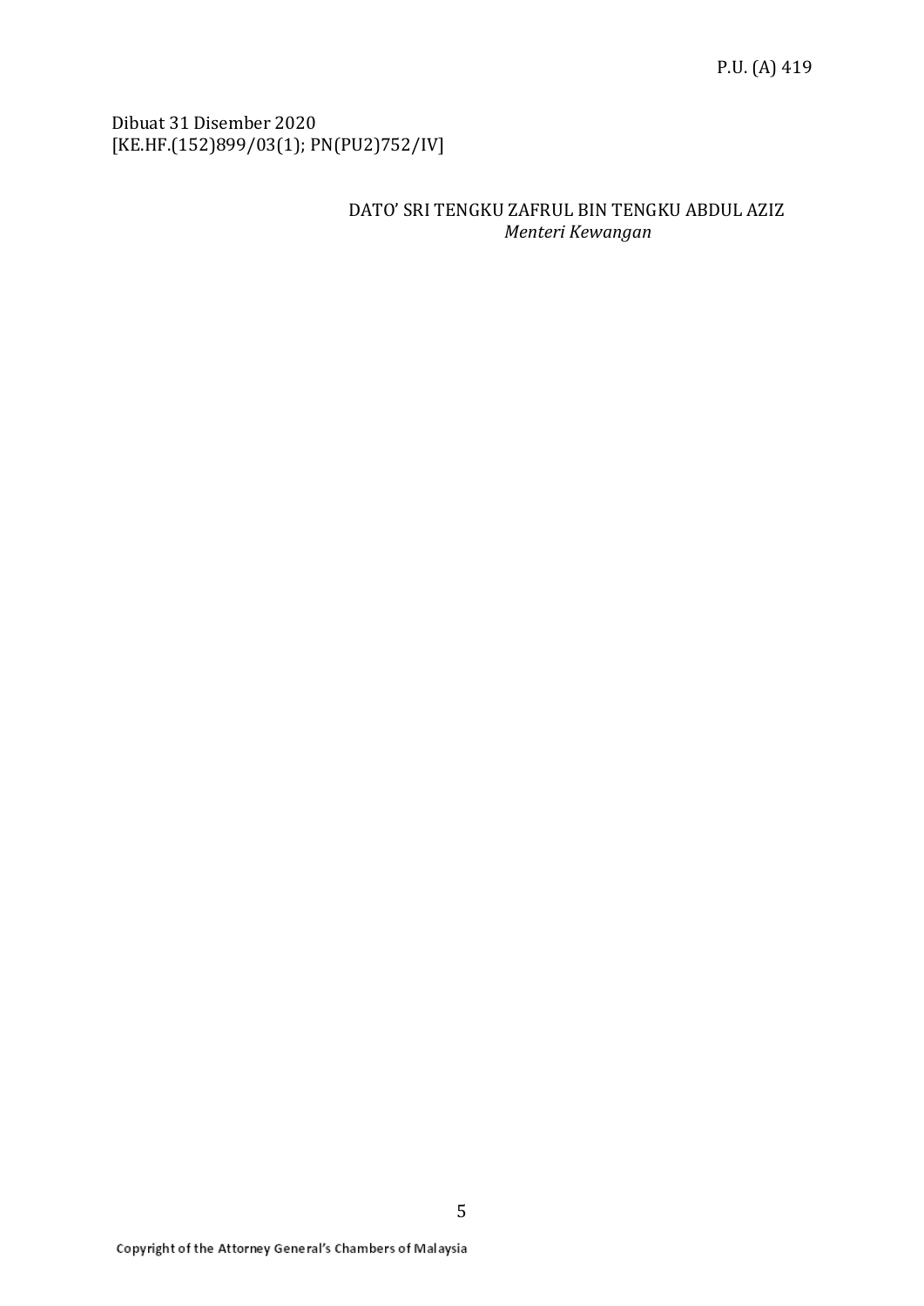Dibuat 31 Disember 2020
[KE.HF.(152)899/03(1); PN(PU2)752/IV]

DATO' SRI TENGKU ZAFRUL BIN TENGKU ABDUL AZIZ
*Menteri Kewangan*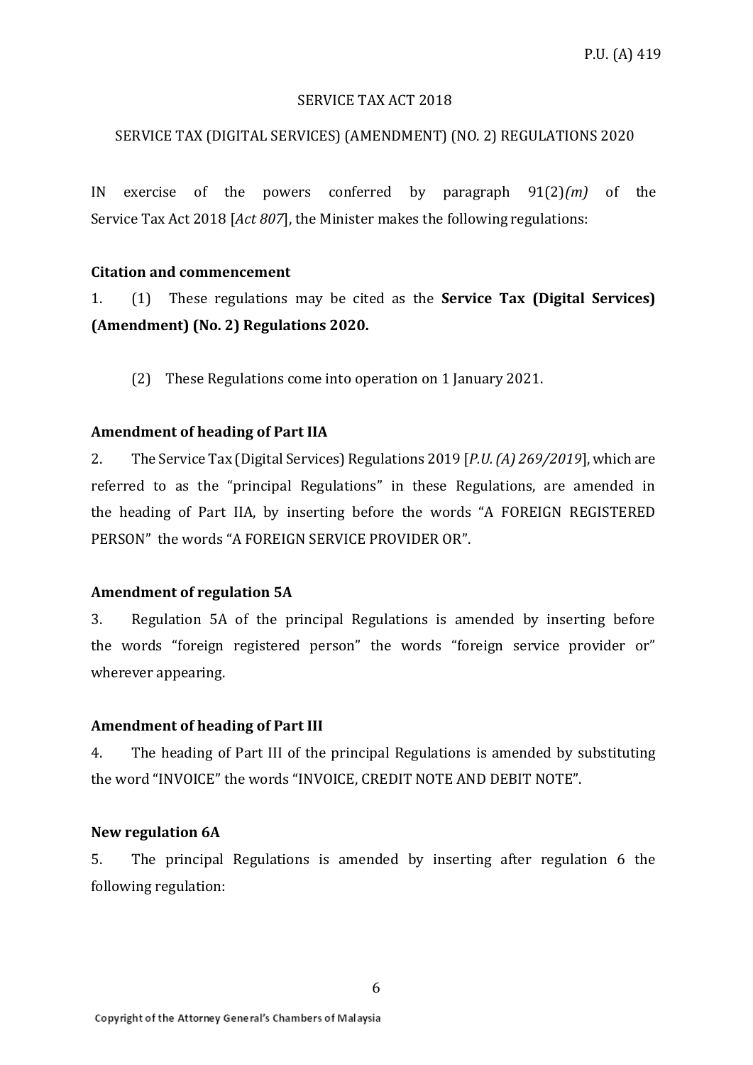P.U. (A) 419

SERVICE TAX ACT 2018

SERVICE TAX (DIGITAL SERVICES) (AMENDMENT) (NO. 2) REGULATIONS 2020

IN exercise of the powers conferred by paragraph 91(2)*(m)* of the Service Tax Act 2018 [*Act 807*], the Minister makes the following regulations:

**Citation and commencement**

1. (1) These regulations may be cited as the **Service Tax (Digital Services) (Amendment) (No. 2) Regulations 2020.**

(2) These Regulations come into operation on 1 January 2021.

**Amendment of heading of Part IIA**

2. The Service Tax (Digital Services) Regulations 2019 [*P.U. (A) 269/2019*], which are referred to as the "principal Regulations" in these Regulations, are amended in the heading of Part IIA, by inserting before the words "A FOREIGN REGISTERED PERSON" the words "A FOREIGN SERVICE PROVIDER OR".

**Amendment of regulation 5A**

3. Regulation 5A of the principal Regulations is amended by inserting before the words "foreign registered person" the words "foreign service provider or" wherever appearing.

**Amendment of heading of Part III**

4. The heading of Part III of the principal Regulations is amended by substituting the word "INVOICE" the words "INVOICE, CREDIT NOTE AND DEBIT NOTE".

**New regulation 6A**

5. The principal Regulations is amended by inserting after regulation 6 the following regulation: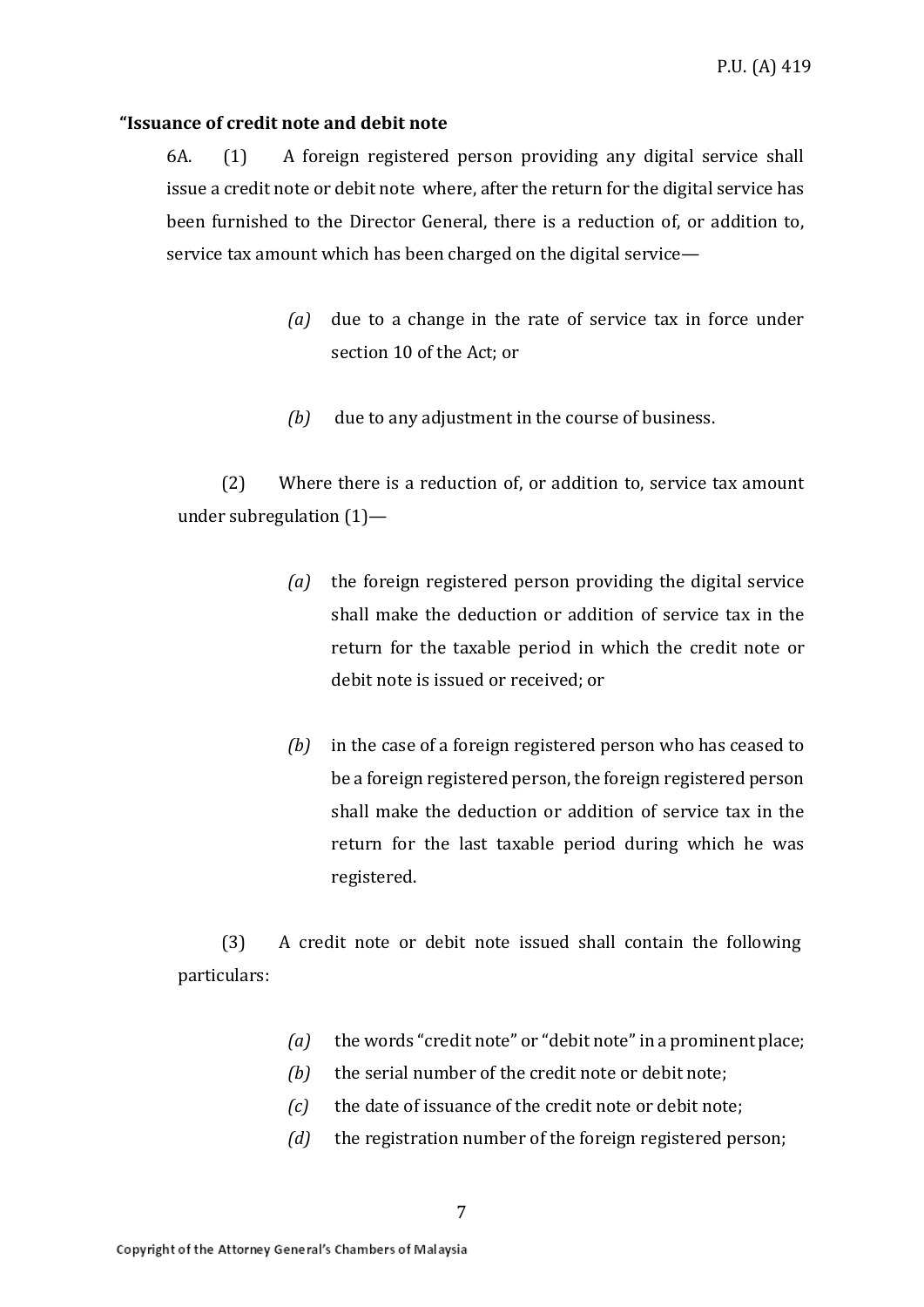**"Issuance of credit note and debit note**

6A. (1) A foreign registered person providing any digital service shall issue a credit note or debit note where, after the return for the digital service has been furnished to the Director General, there is a reduction of, or addition to, service tax amount which has been charged on the digital service—

> *(a)* due to a change in the rate of service tax in force under section 10 of the Act; or
>
> *(b)* due to any adjustment in the course of business.

(2) Where there is a reduction of, or addition to, service tax amount under subregulation (1)—

> *(a)* the foreign registered person providing the digital service shall make the deduction or addition of service tax in the return for the taxable period in which the credit note or debit note is issued or received; or
>
> *(b)* in the case of a foreign registered person who has ceased to be a foreign registered person, the foreign registered person shall make the deduction or addition of service tax in the return for the last taxable period during which he was registered.

(3) A credit note or debit note issued shall contain the following particulars:

> *(a)* the words "credit note" or "debit note" in a prominent place;
>
> *(b)* the serial number of the credit note or debit note;
>
> *(c)* the date of issuance of the credit note or debit note;
>
> *(d)* the registration number of the foreign registered person;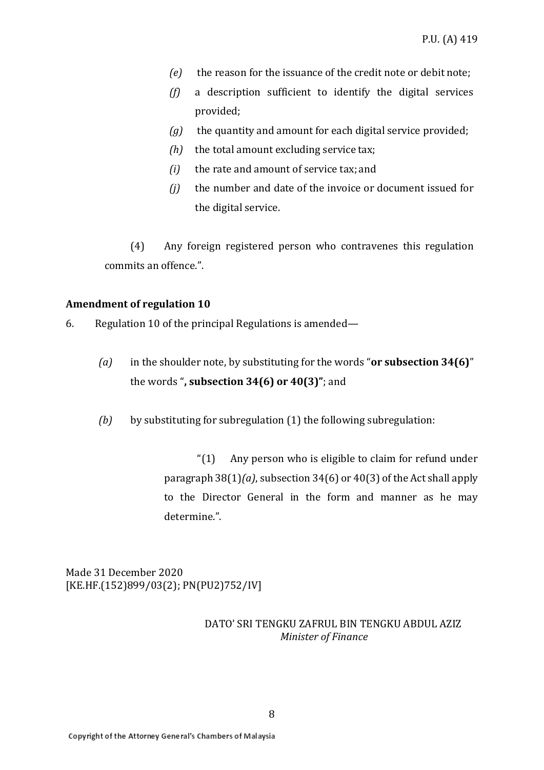*(e)* the reason for the issuance of the credit note or debit note;

*(f)* a description sufficient to identify the digital services provided;

*(g)* the quantity and amount for each digital service provided;

*(h)* the total amount excluding service tax;

*(i)* the rate and amount of service tax; and

*(j)* the number and date of the invoice or document issued for the digital service.

(4) Any foreign registered person who contravenes this regulation commits an offence.".

**Amendment of regulation 10**

6. Regulation 10 of the principal Regulations is amended—

*(a)* in the shoulder note, by substituting for the words "**or subsection 34(6)**" the words "**, subsection 34(6) or 40(3)"**; and

*(b)* by substituting for subregulation (1) the following subregulation:

"(1) Any person who is eligible to claim for refund under paragraph 38(1)*(a)*, subsection 34(6) or 40(3) of the Act shall apply to the Director General in the form and manner as he may determine.".

Made 31 December 2020
[KE.HF.(152)899/03(2); PN(PU2)752/IV]

DATO' SRI TENGKU ZAFRUL BIN TENGKU ABDUL AZIZ
*Minister of Finance*